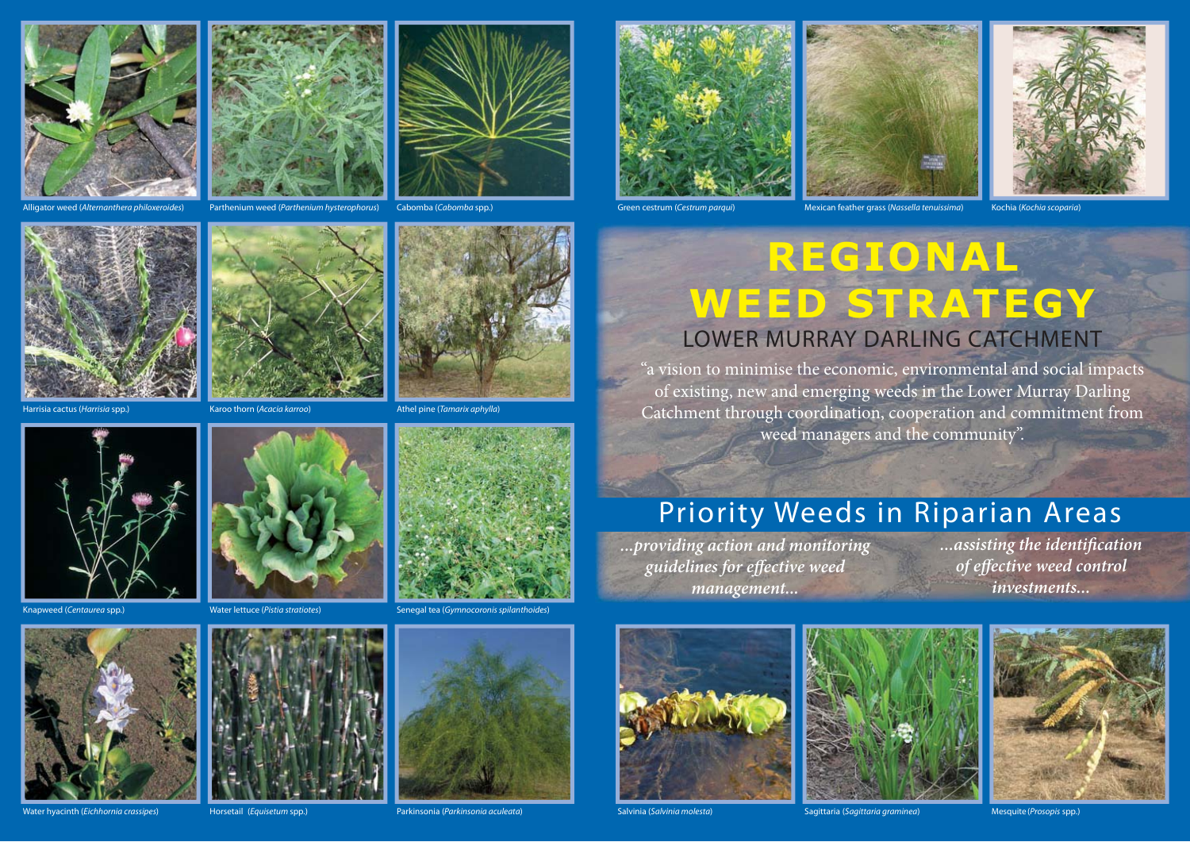# REGIONAL WEED STRATEGY

## LOWER MURRAY DARLING CATCHMENT

"a vision to minimise the economic, environmental and social impacts of existing, new and emerging weeds in the Lower Murray Darling Catchment through coordination, cooperation and commitment from weed managers and the community".

## Priority Weeds in Riparian Areas

*...providing action and monitoring guidelines for effective weed management...*

*...assisting the identification of effective weed control investments...*

Alligator weed (*Alternanthera philoxeroides*)

Parthenium weed (*Parthenium hysterophorus*)

Cabomba (*Cabomba* spp.)

Green cestrum (*Cestrum parqui*)

Mexican feather grass (*Nassella tenuissima*)

Kochia (*Kochia scoparia*)

Harrisia cactus (*Harrisia* spp.)

Karoo thorn (*Acacia karroo*)

Athel pine (*Tamarix aphylla*)

Knapweed (*Centaurea* spp.)

Water lettuce (*Pistia stratiotes*)

Senegal tea (*Gymnocoronis spilanthoides*)

Water hyacinth (*Eichhornia crassipes*)

Horsetail (*Equisetum* spp.)

Parkinsonia (*Parkinsonia aculeata*)

Salvinia (*Salvinia molesta*)

Sagittaria (*Sagittaria graminea*)

Mesquite (*Prosopis* spp.)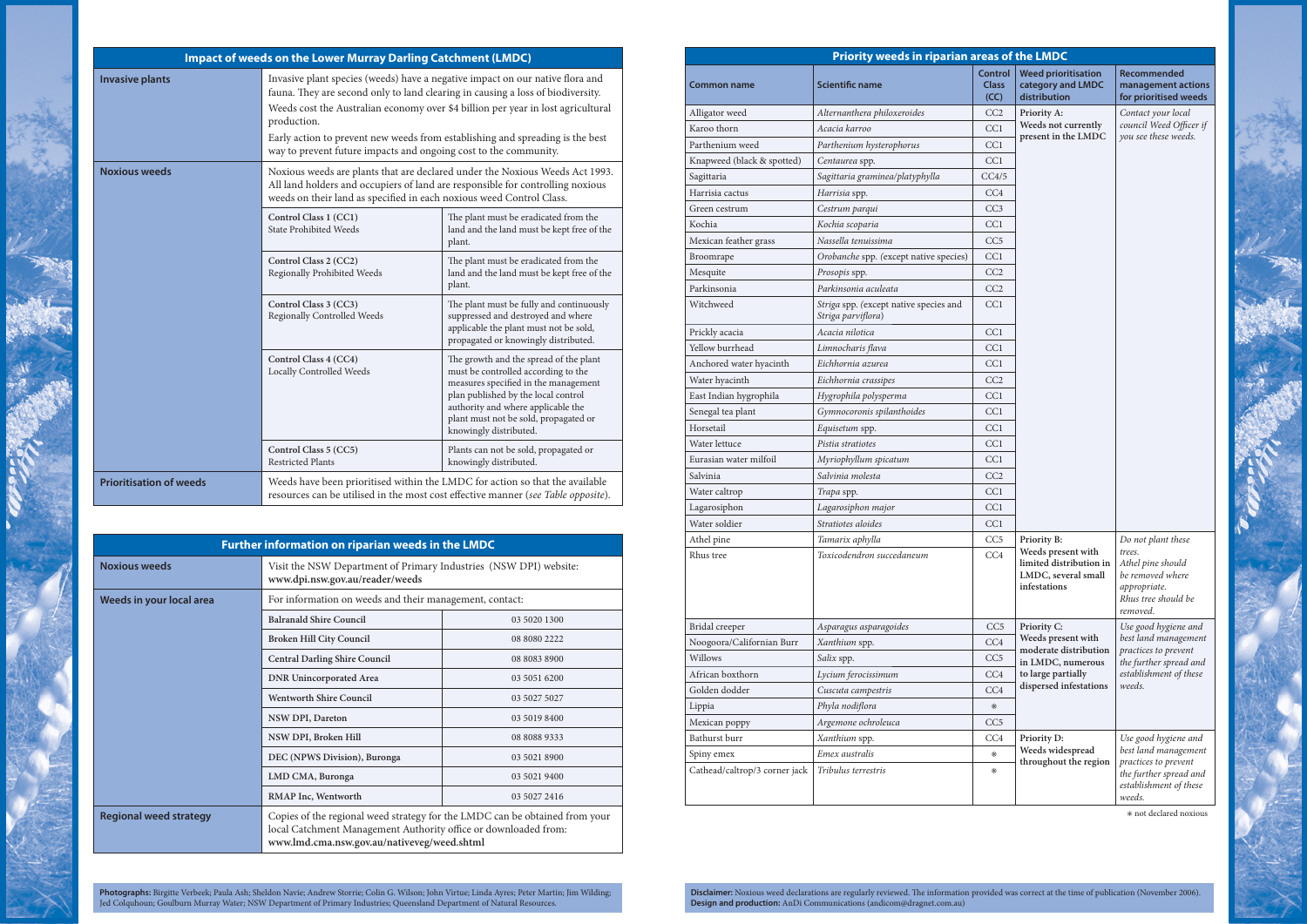## Impact of weeds on the Lower Murray Darling Catchment (LMDC)

| | | |
|---|---|---|
| **Invasive plants** | Invasive plant species (weeds) have a negative impact on our native flora and fauna. They are second only to land clearing in causing a loss of biodiversity. Weeds cost the Australian economy over $4 billion per year in lost agricultural production. Early action to prevent new weeds from establishing and spreading is the best way to prevent future impacts and ongoing cost to the community. | |
| **Noxious weeds** | Noxious weeds are plants that are declared under the Noxious Weeds Act 1993. All land holders and occupiers of land are responsible for controlling noxious weeds on their land as specified in each noxious weed Control Class. | |
| | Control Class 1 (CC1) State Prohibited Weeds | The plant must be eradicated from the land and the land must be kept free of the plant. |
| | Control Class 2 (CC2) Regionally Prohibited Weeds | The plant must be eradicated from the land and the land must be kept free of the plant. |
| | Control Class 3 (CC3) Regionally Controlled Weeds | The plant must be fully and continuously suppressed and destroyed and where applicable the plant must not be sold, propagated or knowingly distributed. |
| | Control Class 4 (CC4) Locally Controlled Weeds | The growth and the spread of the plant must be controlled according to the measures specified in the management plan published by the local control authority and where applicable the plant must not be sold, propagated or knowingly distributed. |
| | Control Class 5 (CC5) Restricted Plants | Plants can not be sold, propagated or knowingly distributed. |
| **Prioritisation of weeds** | Weeds have been prioritised within the LMDC for action so that the available resources can be utilised in the most cost effective manner (*see Table opposite*). | |

## Further information on riparian weeds in the LMDC

| | | |
|---|---|---|
| **Noxious weeds** | Visit the NSW Department of Primary Industries (NSW DPI) website: **www.dpi.nsw.gov.au/reader/weeds** | |
| **Weeds in your local area** | For information on weeds and their management, contact: | |
| | **Balranald Shire Council** | 03 5020 1300 |
| | **Broken Hill City Council** | 08 8080 2222 |
| | **Central Darling Shire Council** | 08 8083 8900 |
| | **DNR Unincorporated Area** | 03 5051 6200 |
| | **Wentworth Shire Council** | 03 5027 5027 |
| | **NSW DPI, Dareton** | 03 5019 8400 |
| | **NSW DPI, Broken Hill** | 08 8088 9333 |
| | **DEC (NPWS Division), Buronga** | 03 5021 8900 |
| | **LMD CMA, Buronga** | 03 5021 9400 |
| | **RMAP Inc, Wentworth** | 03 5027 2416 |
| **Regional weed strategy** | Copies of the regional weed strategy for the LMDC can be obtained from your local Catchment Management Authority office or downloaded from: **www.lmd.cma.nsw.gov.au/nativeveg/weed.shtml** | |

**Photographs:** Birgitte Verbeek; Paula Ash; Sheldon Navie; Andrew Storrie; Colin G. Wilson; John Virtue; Linda Ayres; Peter Martin; Jim Wilding; Jed Colquhoun; Goulburn Murray Water; NSW Department of Primary Industries; Queensland Department of Natural Resources.

## Priority weeds in riparian areas of the LMDC

| Common name | Scientific name | Control Class (CC) | Weed prioritisation category and LMDC distribution | Recommended management actions for prioritised weeds |
|---|---|---|---|---|
| Alligator weed | *Alternanthera philoxeroides* | CC2 | **Priority A: Weeds not currently present in the LMDC** | *Contact your local council Weed Officer if you see these weeds.* |
| Karoo thorn | *Acacia karroo* | CC1 | | |
| Parthenium weed | *Parthenium hysterophorus* | CC1 | | |
| Knapweed (black & spotted) | *Centaurea* spp. | CC1 | | |
| Sagittaria | *Sagittaria graminea/platyphylla* | CC4/5 | | |
| Harrisia cactus | *Harrisia* spp. | CC4 | | |
| Green cestrum | *Cestrum parqui* | CC3 | | |
| Kochia | *Kochia scoparia* | CC1 | | |
| Mexican feather grass | *Nassella tenuissima* | CC5 | | |
| Broomrape | *Orobanche* spp. (except native species) | CC1 | | |
| Mesquite | *Prosopis* spp. | CC2 | | |
| Parkinsonia | *Parkinsonia aculeata* | CC2 | | |
| Witchweed | *Striga* spp. (except native species and *Striga parviflora*) | CC1 | | |
| Prickly acacia | *Acacia nilotica* | CC1 | | |
| Yellow burrhead | *Limnocharis flava* | CC1 | | |
| Anchored water hyacinth | *Eichhornia azurea* | CC1 | | |
| Water hyacinth | *Eichhornia crassipes* | CC2 | | |
| East Indian hygrophila | *Hygrophila polysperma* | CC1 | | |
| Senegal tea plant | *Gymnocoronis spilanthoides* | CC1 | | |
| Horsetail | *Equisetum* spp. | CC1 | | |
| Water lettuce | *Pistia stratiotes* | CC1 | | |
| Eurasian water milfoil | *Myriophyllum spicatum* | CC1 | | |
| Salvinia | *Salvinia molesta* | CC2 | | |
| Water caltrop | *Trapa* spp. | CC1 | | |
| Lagarosiphon | *Lagarosiphon major* | CC1 | | |
| Water soldier | *Stratiotes aloides* | CC1 | | |
| Athel pine | *Tamarix aphylla* | CC5 | **Priority B: Weeds present with limited distribution in LMDC, several small infestations** | *Do not plant these trees. Athel pine should be removed where appropriate. Rhus tree should be removed.* |
| Rhus tree | *Toxicodendron succedaneum* | CC4 | | |
| Bridal creeper | *Asparagus asparagoides* | CC5 | **Priority C: Weeds present with moderate distribution in LMDC, numerous to large partially dispersed infestations** | *Use good hygiene and best land management practices to prevent the further spread and establishment of these weeds.* |
| Noogoora/Californian Burr | *Xanthium* spp. | CC4 | | |
| Willows | *Salix* spp. | CC5 | | |
| African boxthorn | *Lycium ferocissimum* | CC4 | | |
| Golden dodder | *Cuscuta campestris* | CC4 | | |
| Lippia | *Phyla nodiflora* | * | | |
| Mexican poppy | *Argemone ochroleuca* | CC5 | | |
| Bathurst burr | *Xanthium* spp. | CC4 | **Priority D: Weeds widespread throughout the region** | *Use good hygiene and best land management practices to prevent the further spread and establishment of these weeds.* |
| Spiny emex | *Emex australis* | * | | |
| Cathead/caltrop/3 corner jack | *Tribulus terrestris* | * | | |

* not declared noxious

**Disclaimer:** Noxious weed declarations are regularly reviewed. The information provided was correct at the time of publication (November 2006).
**Design and production:** AnDi Communications (andicom@dragnet.com.au)